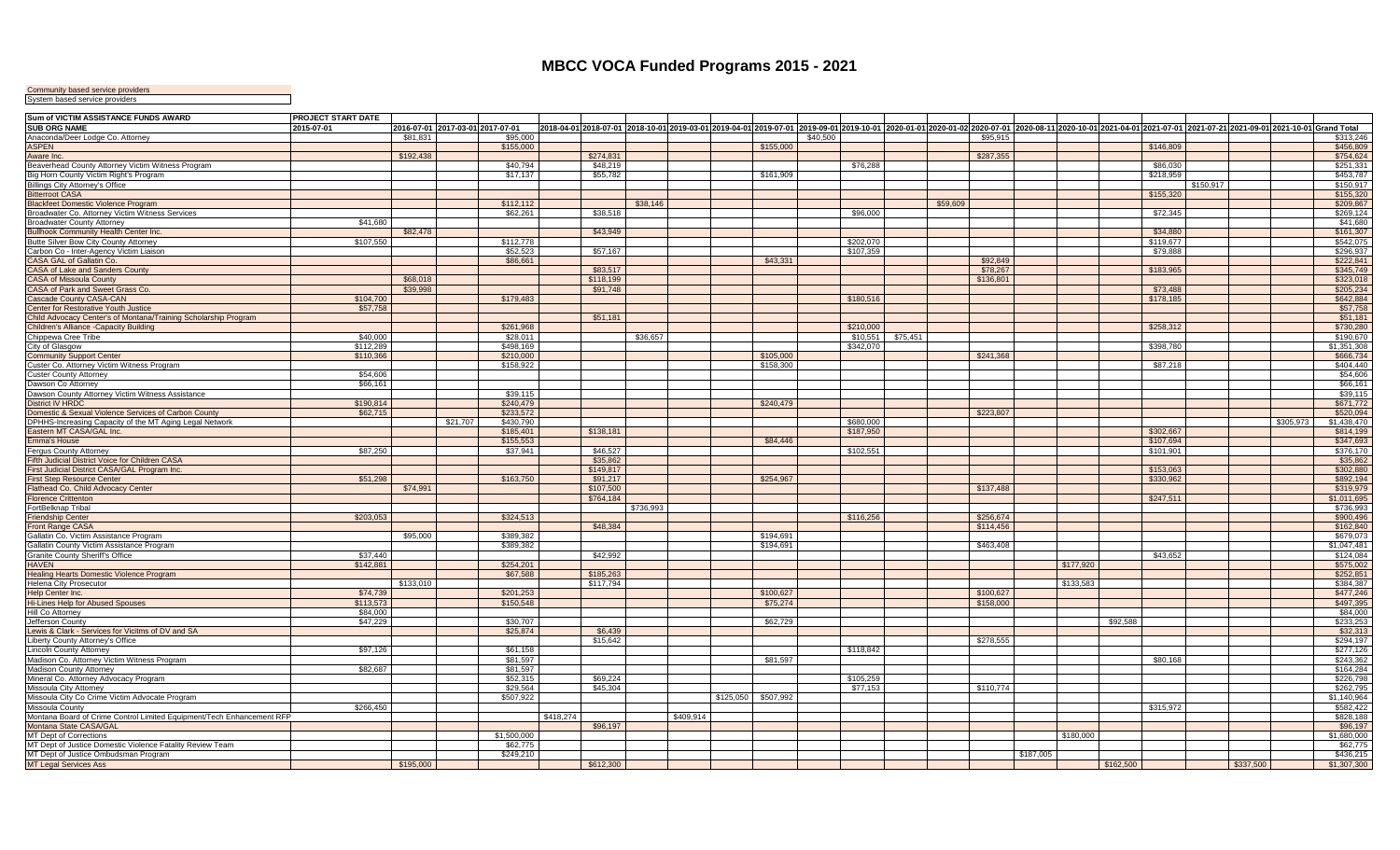# MBCC VOCA Funded Programs 2015 - 2021

Community based service providers

System based service providers

| Sum of VICTIM ASSISTANCE FUNDS AWARD | PROJECT START DATE | | | | | | | | | | | | | | | | | | | | | | |
|---|---|---|---|---|---|---|---|---|---|---|---|---|---|---|---|---|---|---|---|---|---|---|---|
| SUB ORG NAME | 2015-07-01 | 2016-07-01 | 2017-03-01 | 2017-07-01 | 2018-04-01 | 2018-07-01 | 2018-10-01 | 2019-03-01 | 2019-04-01 | 2019-07-01 | 2019-09-01 | 2019-10-01 | 2020-01-01 | 2020-01-02 | 2020-07-01 | 2020-08-11 | 2020-10-01 | 2021-04-01 | 2021-07-01 | 2021-07-21 | 2021-09-01 | 2021-10-01 | Grand Total |
| Anaconda/Deer Lodge Co. Attorney | | $81,831 | | $95,000 | | | | | | | $40,500 | | | | $95,915 | | | | | | | | $313,246 |
| ASPEN | | | | $155,000 | | | | | | $155,000 | | | | | | | | | $146,809 | | | | $456,809 |
| Aware Inc. | | $192,438 | | | | $274,831 | | | | | | | | | $287,355 | | | | | | | | $754,624 |
| Beaverhead County Attorney Victim Witness Program | | | | $40,794 | | $48,219 | | | | | | $76,288 | | | | | | | $86,030 | | | | $251,331 |
| Big Horn County Victim Right's Program | | | | $17,137 | | $55,782 | | | | $161,909 | | | | | | | | | $218,959 | | | | $453,787 |
| Billings City Attorney's Office | | | | | | | | | | | | | | | | | | | | $150,917 | | | $150,917 |
| Bitterroot CASA | | | | | | | | | | | | | | | | | | | $155,320 | | | | $155,320 |
| Blackfeet Domestic Violence Program | | | | $112,112 | | | $38,146 | | | | | | | $59,609 | | | | | | | | | $209,867 |
| Broadwater Co. Attorney Victim Witness Services | | | | $62,261 | | $38,518 | | | | | | $96,000 | | | | | | | $72,345 | | | | $269,124 |
| Broadwater County Attorney | $41,680 | | | | | | | | | | | | | | | | | | | | | | $41,680 |
| Bullhook Community Health Center Inc. | | $82,478 | | | | $43,949 | | | | | | | | | | | | | $34,880 | | | | $161,307 |
| Butte Silver Bow City County Attorney | $107,550 | | | $112,778 | | | | | | | | $202,070 | | | | | | | $119,677 | | | | $542,075 |
| Carbon Co - Inter-Agency Victim Liaison | | | | $52,523 | | $57,167 | | | | | | $107,359 | | | | | | | $79,888 | | | | $296,937 |
| CASA GAL of Gallatin Co. | | | | $86,661 | | | | | | $43,331 | | | | | $92,849 | | | | | | | | $222,841 |
| CASA of Lake and Sanders County | | | | | | $83,517 | | | | | | | | | $78,267 | | | | $183,965 | | | | $345,749 |
| CASA of Missoula County | | $68,018 | | | | $118,199 | | | | | | | | | $136,801 | | | | | | | | $323,018 |
| CASA of Park and Sweet Grass Co. | | $39,998 | | | | $91,748 | | | | | | | | | | | | | $73,488 | | | | $205,234 |
| Cascade County CASA-CAN | $104,700 | | | $179,483 | | | | | | | | $180,516 | | | | | | | $178,185 | | | | $642,884 |
| Center for Restorative Youth Justice | $57,758 | | | | | | | | | | | | | | | | | | | | | | $57,758 |
| Child Advocacy Center's of Montana/Training Scholarship Program | | | | | | $51,181 | | | | | | | | | | | | | | | | | $51,181 |
| Children's Alliance -Capacity Building | | | | $261,968 | | | | | | | | $210,000 | | | | | | | $258,312 | | | | $730,280 |
| Chippewa Cree Tribe | $40,000 | | | $28,011 | | | $36,657 | | | | | $10,551 | $75,451 | | | | | | | | | | $190,670 |
| City of Glasgow | $112,289 | | | $498,169 | | | | | | | | $342,070 | | | | | | | $398,780 | | | | $1,351,308 |
| Community Support Center | $110,366 | | | $210,000 | | | | | | $105,000 | | | | | $241,368 | | | | | | | | $666,734 |
| Custer Co. Attorney Victim Witness Program | | | | $158,922 | | | | | | $158,300 | | | | | | | | | $87,218 | | | | $404,440 |
| Custer County Attorney | $54,606 | | | | | | | | | | | | | | | | | | | | | | $54,606 |
| Dawson Co Attorney | $66,161 | | | | | | | | | | | | | | | | | | | | | | $66,161 |
| Dawson County Attorney Victim Witness Assistance | | | | $39,115 | | | | | | | | | | | | | | | | | | | $39,115 |
| District IV HRDC | $190,814 | | | $240,479 | | | | | | $240,479 | | | | | | | | | | | | | $671,772 |
| Domestic & Sexual Violence Services of Carbon County | $62,715 | | | $233,572 | | | | | | | | | | | $223,807 | | | | | | | | $520,094 |
| DPHHS-Increasing Capacity of the MT Aging Legal Network | | | $21,707 | $430,790 | | | | | | | | $680,000 | | | | | | | | | | $305,973 | $1,438,470 |
| Eastern MT CASA/GAL Inc. | | | | $185,401 | | $138,181 | | | | | | $187,950 | | | | | | | $302,667 | | | | $814,199 |
| Emma's House | | | | $155,553 | | | | | | $84,446 | | | | | | | | | $107,694 | | | | $347,693 |
| Fergus County Attorney | $87,250 | | | $37,941 | | $46,527 | | | | | | $102,551 | | | | | | | $101,901 | | | | $376,170 |
| Fifth Judicial District Voice for Children CASA | | | | | | $35,862 | | | | | | | | | | | | | | | | | $35,862 |
| First Judicial District CASA/GAL Program Inc. | | | | | | $149,817 | | | | | | | | | | | | | $153,063 | | | | $302,880 |
| First Step Resource Center | $51,298 | | | $163,750 | | $91,217 | | | | $254,967 | | | | | | | | | $330,962 | | | | $892,194 |
| Flathead Co. Child Advocacy Center | | $74,991 | | | | $107,500 | | | | | | | | | $137,488 | | | | | | | | $319,979 |
| Florence Crittenton | | | | | | $764,184 | | | | | | | | | | | | | $247,511 | | | | $1,011,695 |
| FortBelknap Tribal | | | | | | | $736,993 | | | | | | | | | | | | | | | | $736,993 |
| Friendship Center | $203,053 | | | $324,513 | | | | | | | | $116,256 | | | $256,674 | | | | | | | | $900,496 |
| Front Range CASA | | | | | | $48,384 | | | | | | | | | $114,456 | | | | | | | | $162,840 |
| Gallatin Co. Victim Assistance Program | | $95,000 | | $389,382 | | | | | | $194,691 | | | | | | | | | | | | | $679,073 |
| Gallatin County Victim Assistance Program | | | | $389,382 | | | | | | $194,691 | | | | | $463,408 | | | | | | | | $1,047,481 |
| Granite County Sheriff's Office | $37,440 | | | | | $42,992 | | | | | | | | | | | | | $43,652 | | | | $124,084 |
| HAVEN | $142,881 | | | $254,201 | | | | | | | | | | | | | $177,920 | | | | | | $575,002 |
| Healing Hearts Domestic Violence Program | | | | $67,588 | | $185,263 | | | | | | | | | | | | | | | | | $252,851 |
| Helena City Prosecutor | | $133,010 | | | | $117,794 | | | | | | | | | | | $133,583 | | | | | | $384,387 |
| Help Center Inc. | $74,739 | | | $201,253 | | | | | | $100,627 | | | | | $100,627 | | | | | | | | $477,246 |
| Hi-Lines Help for Abused Spouses | $113,573 | | | $150,548 | | | | | | $75,274 | | | | | $158,000 | | | | | | | | $497,395 |
| Hill Co Attorney | $84,000 | | | | | | | | | | | | | | | | | | | | | | $84,000 |
| Jefferson County | $47,229 | | | $30,707 | | | | | | $62,729 | | | | | | | | $92,588 | | | | | $233,253 |
| Lewis & Clark - Services for Vicitms of DV and SA | | | | $25,874 | | $6,439 | | | | | | | | | | | | | | | | | $32,313 |
| Liberty County Attorney's Office | | | | | | $15,642 | | | | | | | | | $278,555 | | | | | | | | $294,197 |
| Lincoln County Attorney | $97,126 | | | $61,158 | | | | | | | | $118,842 | | | | | | | | | | | $277,126 |
| Madison Co. Attorney Victim Witness Program | | | | $81,597 | | | | | | $81,597 | | | | | | | | | $80,168 | | | | $243,362 |
| Madison County Attorney | $82,687 | | | $81,597 | | | | | | | | | | | | | | | | | | | $164,284 |
| Mineral Co. Attorney Advocacy Program | | | | $52,315 | | $69,224 | | | | | | $105,259 | | | | | | | | | | | $226,798 |
| Missoula City Attorney | | | | $29,564 | | $45,304 | | | | | | $77,153 | | | $110,774 | | | | | | | | $262,795 |
| Missoula City Co Crime Victim Advocate Program | | | | $507,922 | | | | | $125,050 | $507,992 | | | | | | | | | | | | | $1,140,964 |
| Missoula County | $266,450 | | | | | | | | | | | | | | | | | | $315,972 | | | | $582,422 |
| Montana Board of Crime Control Limited Equipment/Tech Enhancement RFP | | | | | $418,274 | | | $409,914 | | | | | | | | | | | | | | | $828,188 |
| Montana State CASA/GAL | | | | | | $96,197 | | | | | | | | | | | | | | | | | $96,197 |
| MT Dept of Corrections | | | | $1,500,000 | | | | | | | | | | | | | $180,000 | | | | | | $1,680,000 |
| MT Dept of Justice Domestic Violence Fatality Review Team | | | | $62,775 | | | | | | | | | | | | | | | | | | | $62,775 |
| MT Dept of Justice Ombudsman Program | | | | $249,210 | | | | | | | | | | | | $187,005 | | | | | | | $436,215 |
| MT Legal Services Ass | | $195,000 | | | | $612,300 | | | | | | | | | | | | $162,500 | | | $337,500 | | $1,307,300 |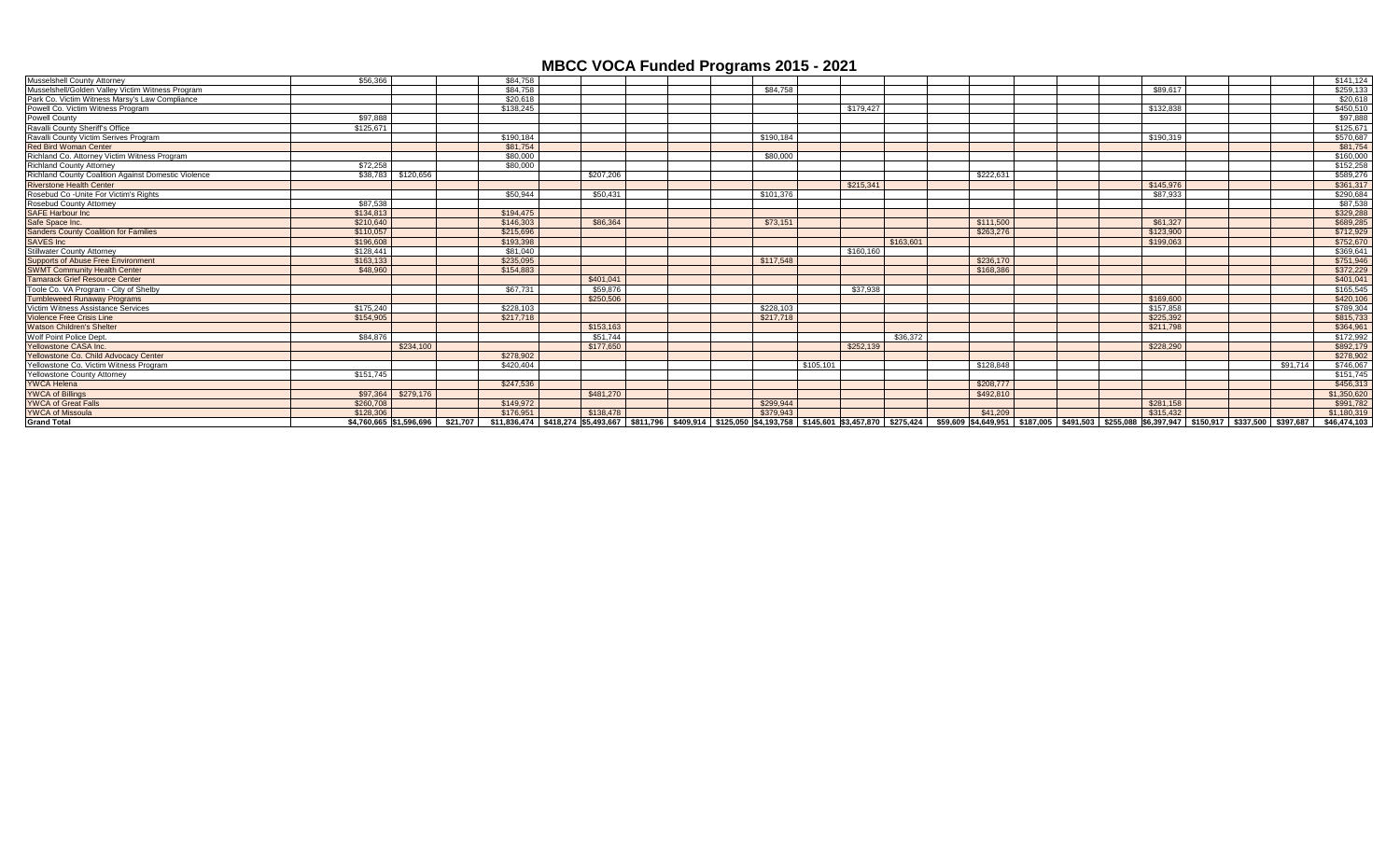# MBCC VOCA Funded Programs 2015 - 2021

| | | | | | | | | | | | | | | | | | | | | | | | |
|---|---|---|---|---|---|---|---|---|---|---|---|---|---|---|---|---|---|---|---|---|---|---|---|
| Musselshell County Attorney | $56,366 | | | $84,758 | | | | | | | | | | | | | | | | | | | $141,124 |
| Musselshell/Golden Valley Victim Witness Program | | | | $84,758 | | | | | | $84,758 | | | | | | | | | $89,617 | | | | $259,133 |
| Park Co. Victim Witness Marsy's Law Compliance | | | | $20,618 | | | | | | | | | | | | | | | | | | | $20,618 |
| Powell Co. Victim Witness Program | | | | $138,245 | | | | | | | | $179,427 | | | | | | | $132,838 | | | | $450,510 |
| Powell County | $97,888 | | | | | | | | | | | | | | | | | | | | | | $97,888 |
| Ravalli County Sheriff's Office | $125,671 | | | | | | | | | | | | | | | | | | | | | | $125,671 |
| Ravalli County Victim Serives Program | | | | $190,184 | | | | | | $190,184 | | | | | | | | | $190,319 | | | | $570,687 |
| Red Bird Woman Center | | | | $81,754 | | | | | | | | | | | | | | | | | | | $81,754 |
| Richland Co. Attorney Victim Witness Program | | | | $80,000 | | | | | | $80,000 | | | | | | | | | | | | | $160,000 |
| Richland County Attorney | $72,258 | | | $80,000 | | | | | | | | | | | | | | | | | | | $152,258 |
| Richland County Coalition Against Domestic Violence | $38,783 | $120,656 | | | | $207,206 | | | | | | | | | $222,631 | | | | | | | | $589,276 |
| Riverstone Health Center | | | | | | | | | | | | $215,341 | | | | | | | $145,976 | | | | $361,317 |
| Rosebud Co -Unite For Victim's Rights | | | | $50,944 | | $50,431 | | | | $101,376 | | | | | | | | | $87,933 | | | | $290,684 |
| Rosebud County Attorney | $87,538 | | | | | | | | | | | | | | | | | | | | | | $87,538 |
| SAFE Harbour Inc | $134,813 | | | $194,475 | | | | | | | | | | | | | | | | | | | $329,288 |
| Safe Space Inc. | $210,640 | | | $146,303 | | $86,364 | | | | $73,151 | | | | | $111,500 | | | | $61,327 | | | | $689,285 |
| Sanders County Coalition for Families | $110,057 | | | $215,696 | | | | | | | | | | | $263,276 | | | | $123,900 | | | | $712,929 |
| SAVES Inc | $196,608 | | | $193,398 | | | | | | | | | $163,601 | | | | | | $199,063 | | | | $752,670 |
| Stillwater County Attorney | $128,441 | | | $81,040 | | | | | | | | $160,160 | | | | | | | | | | | $369,641 |
| Supports of Abuse Free Environment | $163,133 | | | $235,095 | | | | | | $117,548 | | | | | $236,170 | | | | | | | | $751,946 |
| SWMT Community Health Center | $48,960 | | | $154,883 | | | | | | | | | | | $168,386 | | | | | | | | $372,229 |
| Tamarack Grief Resource Center | | | | | | $401,041 | | | | | | | | | | | | | | | | | $401,041 |
| Toole Co. VA Program - City of Shelby | | | | $67,731 | | $59,876 | | | | | | $37,938 | | | | | | | | | | | $165,545 |
| Tumbleweed Runaway Programs | | | | | | $250,506 | | | | | | | | | | | | | $169,600 | | | | $420,106 |
| Victim Witness Assistance Services | $175,240 | | | $228,103 | | | | | | $228,103 | | | | | | | | | $157,858 | | | | $789,304 |
| Violence Free Crisis Line | $154,905 | | | $217,718 | | | | | | $217,718 | | | | | | | | | $225,392 | | | | $815,733 |
| Watson Children's Shelter | | | | | | $153,163 | | | | | | | | | | | | | $211,798 | | | | $364,961 |
| Wolf Point Police Dept. | $84,876 | | | | | $51,744 | | | | | | | $36,372 | | | | | | | | | | $172,992 |
| Yellowstone CASA Inc. | | $234,100 | | | | $177,650 | | | | | | $252,139 | | | | | | | $228,290 | | | | $892,179 |
| Yellowstone Co. Child Advocacy Center | | | | $278,902 | | | | | | | | | | | | | | | | | | | $278,902 |
| Yellowstone Co. Victim Witness Program | | | | $420,404 | | | | | | | $105,101 | | | | $128,848 | | | | | | | $91,714 | $746,067 |
| Yellowstone County Attorney | $151,745 | | | | | | | | | | | | | | | | | | | | | | $151,745 |
| YWCA Helena | | | | $247,536 | | | | | | | | | | | $208,777 | | | | | | | | $456,313 |
| YWCA of Billings | $97,364 | $279,176 | | | | $481,270 | | | | | | | | | $492,810 | | | | | | | | $1,350,620 |
| YWCA of Great Falls | $260,708 | | | $149,972 | | | | | | $299,944 | | | | | | | | | $281,158 | | | | $991,782 |
| YWCA of Missoula | $128,306 | | | $176,951 | | $138,478 | | | | $379,943 | | | | | $41,209 | | | | $315,432 | | | | $1,180,319 |
| **Grand Total** | **$4,760,665** | **$1,596,696** | **$21,707** | **$11,836,474** | **$418,274** | **$5,493,667** | **$811,796** | **$409,914** | **$125,050** | **$4,193,758** | **$145,601** | **$3,457,870** | **$275,424** | **$59,609** | **$4,649,951** | **$187,005** | **$491,503** | **$255,088** | **$6,397,947** | **$150,917** | **$337,500** | **$397,687** | **$46,474,103** |